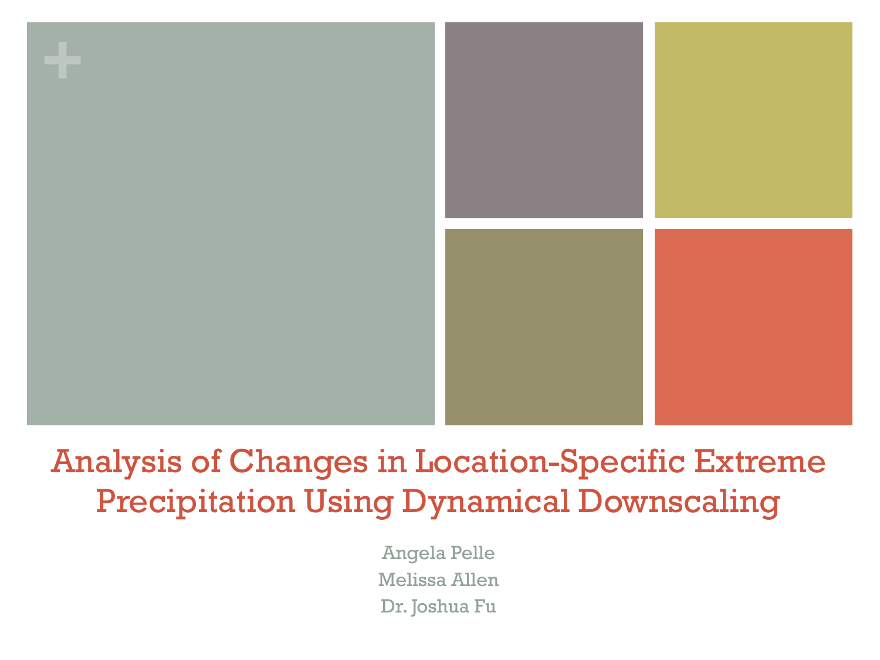# Analysis of Changes in Location-Specific Extreme Precipitation Using Dynamical Downscaling

Angela Pelle

Melissa Allen

Dr. Joshua Fu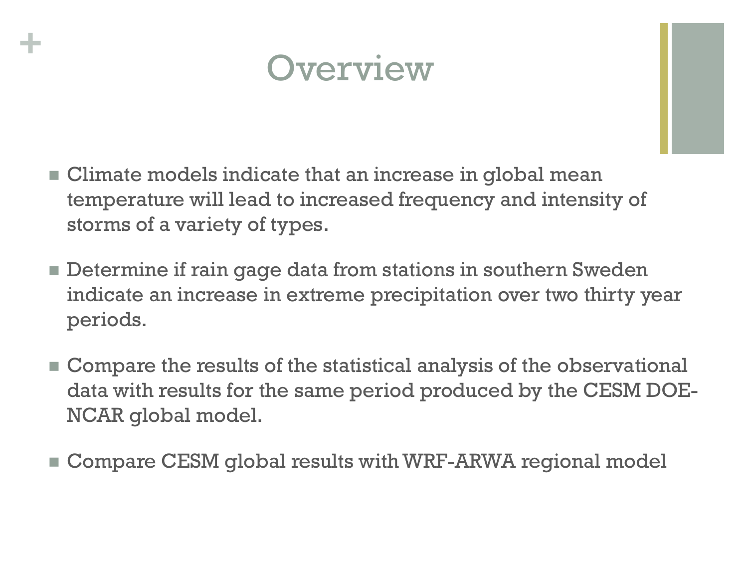# Overview

- Climate models indicate that an increase in global mean temperature will lead to increased frequency and intensity of storms of a variety of types.
- Determine if rain gage data from stations in southern Sweden indicate an increase in extreme precipitation over two thirty year periods.
- Compare the results of the statistical analysis of the observational data with results for the same period produced by the CESM DOE-NCAR global model.
- Compare CESM global results with WRF-ARWA regional model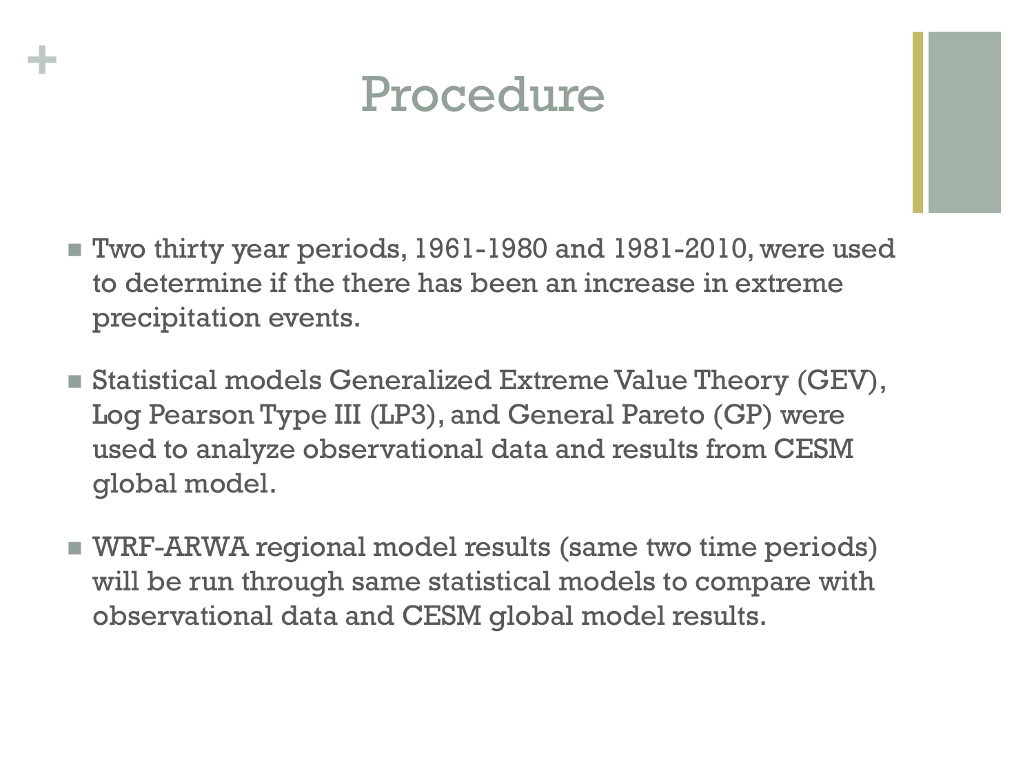# Procedure

- Two thirty year periods, 1961-1980 and 1981-2010, were used to determine if the there has been an increase in extreme precipitation events.
- Statistical models Generalized Extreme Value Theory (GEV), Log Pearson Type III (LP3), and General Pareto (GP) were used to analyze observational data and results from CESM global model.
- WRF-ARWA regional model results (same two time periods) will be run through same statistical models to compare with observational data and CESM global model results.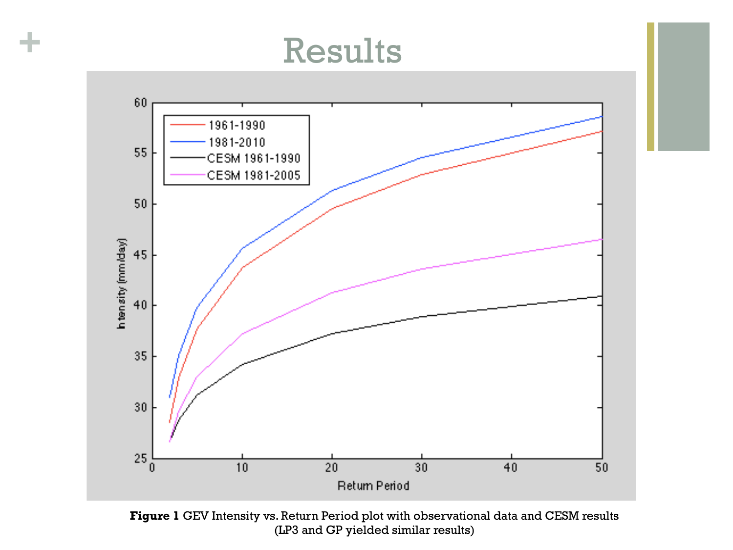# Results

60
55
50
45
40
35
30
25

0
10
20
30
40
50

Intensity (mm/day)

Return Period

1961-1990
1981-2010
CESM 1961-1990
CESM 1981-2005

**Figure 1** GEV Intensity vs. Return Period plot with observational data and CESM results (LP3 and GP yielded similar results)